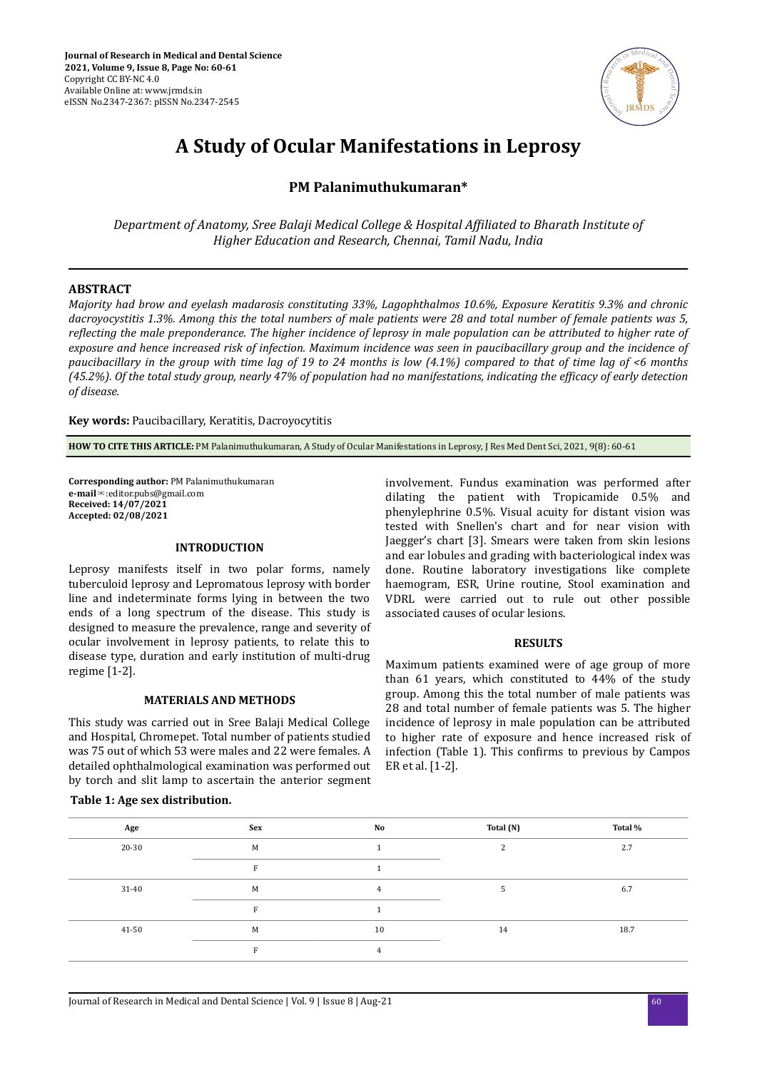# A Study of Ocular Manifestations in Leprosy

**PM Palanimuthukumaran***

*Department of Anatomy, Sree Balaji Medical College & Hospital Affiliated to Bharath Institute of Higher Education and Research, Chennai, Tamil Nadu, India*

## ABSTRACT

*Majority had brow and eyelash madarosis constituting 33%, Lagophthalmos 10.6%, Exposure Keratitis 9.3% and chronic dacroyocystitis 1.3%. Among this the total numbers of male patients were 28 and total number of female patients was 5, reflecting the male preponderance. The higher incidence of leprosy in male population can be attributed to higher rate of exposure and hence increased risk of infection. Maximum incidence was seen in paucibacillary group and the incidence of paucibacillary in the group with time lag of 19 to 24 months is low (4.1%) compared to that of time lag of <6 months (45.2%). Of the total study group, nearly 47% of population had no manifestations, indicating the efficacy of early detection of disease.*

**Key words:** Paucibacillary, Keratitis, Dacroyocytitis

**HOW TO CITE THIS ARTICLE:** PM Palanimuthukumaran, A Study of Ocular Manifestations in Leprosy, J Res Med Dent Sci, 2021, 9(8): 60-61

**Corresponding author:** PM Palanimuthukumaran
**e-mail**✉:editor.pubs@gmail.com
**Received: 14/07/2021**
**Accepted: 02/08/2021**

## INTRODUCTION

Leprosy manifests itself in two polar forms, namely tuberculoid leprosy and Lepromatous leprosy with border line and indeterminate forms lying in between the two ends of a long spectrum of the disease. This study is designed to measure the prevalence, range and severity of ocular involvement in leprosy patients, to relate this to disease type, duration and early institution of multi-drug regime [1-2].

## MATERIALS AND METHODS

This study was carried out in Sree Balaji Medical College and Hospital, Chromepet. Total number of patients studied was 75 out of which 53 were males and 22 were females. A detailed ophthalmological examination was performed out by torch and slit lamp to ascertain the anterior segment involvement. Fundus examination was performed after dilating the patient with Tropicamide 0.5% and phenylephrine 0.5%. Visual acuity for distant vision was tested with Snellen's chart and for near vision with Jaegger's chart [3]. Smears were taken from skin lesions and ear lobules and grading with bacteriological index was done. Routine laboratory investigations like complete haemogram, ESR, Urine routine, Stool examination and VDRL were carried out to rule out other possible associated causes of ocular lesions.

## RESULTS

Maximum patients examined were of age group of more than 61 years, which constituted to 44% of the study group. Among this the total number of male patients was 28 and total number of female patients was 5. The higher incidence of leprosy in male population can be attributed to higher rate of exposure and hence increased risk of infection (Table 1). This confirms to previous by Campos ER et al. [1-2].

**Table 1: Age sex distribution.**

| Age | Sex | No | Total (N) | Total % |
|---|---|---|---|---|
| 20-30 | M | 1 | 2 | 2.7 |
| | F | 1 | | |
| 31-40 | M | 4 | 5 | 6.7 |
| | F | 1 | | |
| 41-50 | M | 10 | 14 | 18.7 |
| | F | 4 | | |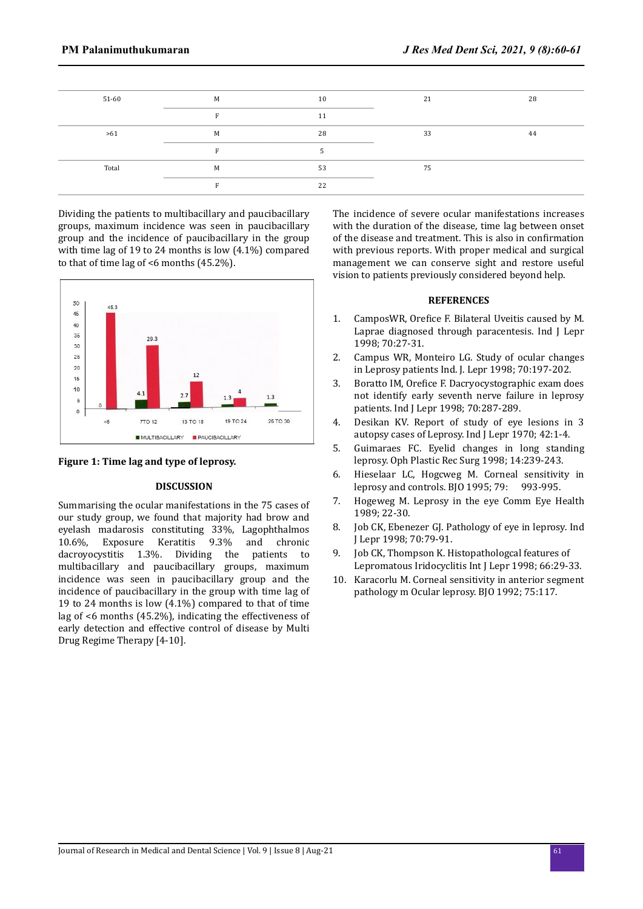| | | | | |
|---|---|---|---|---|
| 51-60 | M | 10 | 21 | 28 |
| | F | 11 | | |
| >61 | M | 28 | 33 | 44 |
| | F | 5 | | |
| Total | M | 53 | 75 | |
| | F | 22 | | |

Dividing the patients to multibacillary and paucibacillary groups, maximum incidence was seen in paucibacillary group and the incidence of paucibacillary in the group with time lag of 19 to 24 months is low (4.1%) compared to that of time lag of <6 months (45.2%).

50
45
40
35
30
25
20
15
10
5
0

45.3
0
29.3
4.1
12
2.7
4
1.3
1.3

<6
7TO 12
13 TO 18
19 TO 24
25 TO 30

MULTIBACILLARY
PAUCIBACILLARY

**Figure 1: Time lag and type of leprosy.**

## DISCUSSION

Summarising the ocular manifestations in the 75 cases of our study group, we found that majority had brow and eyelash madarosis constituting 33%, Lagophthalmos 10.6%, Exposure Keratitis 9.3% and chronic dacroyocystitis 1.3%. Dividing the patients to multibacillary and paucibacillary groups, maximum incidence was seen in paucibacillary group and the incidence of paucibacillary in the group with time lag of 19 to 24 months is low (4.1%) compared to that of time lag of <6 months (45.2%), indicating the effectiveness of early detection and effective control of disease by Multi Drug Regime Therapy [4-10].

The incidence of severe ocular manifestations increases with the duration of the disease, time lag between onset of the disease and treatment. This is also in confirmation with previous reports. With proper medical and surgical management we can conserve sight and restore useful vision to patients previously considered beyond help.

## REFERENCES

1. CamposWR, Orefice F. Bilateral Uveitis caused by M. Laprae diagnosed through paracentesis. Ind J Lepr 1998; 70:27-31.
2. Campus WR, Monteiro LG. Study of ocular changes in Leprosy patients Ind. J. Lepr 1998; 70:197-202.
3. Boratto IM, Orefice F. Dacryocystographic exam does not identify early seventh nerve failure in leprosy patients. Ind J Lepr 1998; 70:287-289.
4. Desikan KV. Report of study of eye lesions in 3 autopsy cases of Leprosy. Ind J Lepr 1970; 42:1-4.
5. Guimaraes FC. Eyelid changes in long standing leprosy. Oph Plastic Rec Surg 1998; 14:239-243.
6. Hieselaar LC, Hogcweg M. Corneal sensitivity in leprosy and controls. BJO 1995; 79: 993-995.
7. Hogeweg M. Leprosy in the eye Comm Eye Health 1989; 22-30.
8. Job CK, Ebenezer GJ. Pathology of eye in leprosy. Ind J Lepr 1998; 70:79-91.
9. Job CK, Thompson K. Histopathologcal features of Lepromatous Iridocyclitis Int J Lepr 1998; 66:29-33.
10. Karacorlu M. Corneal sensitivity in anterior segment pathology m Ocular leprosy. BJO 1992; 75:117.